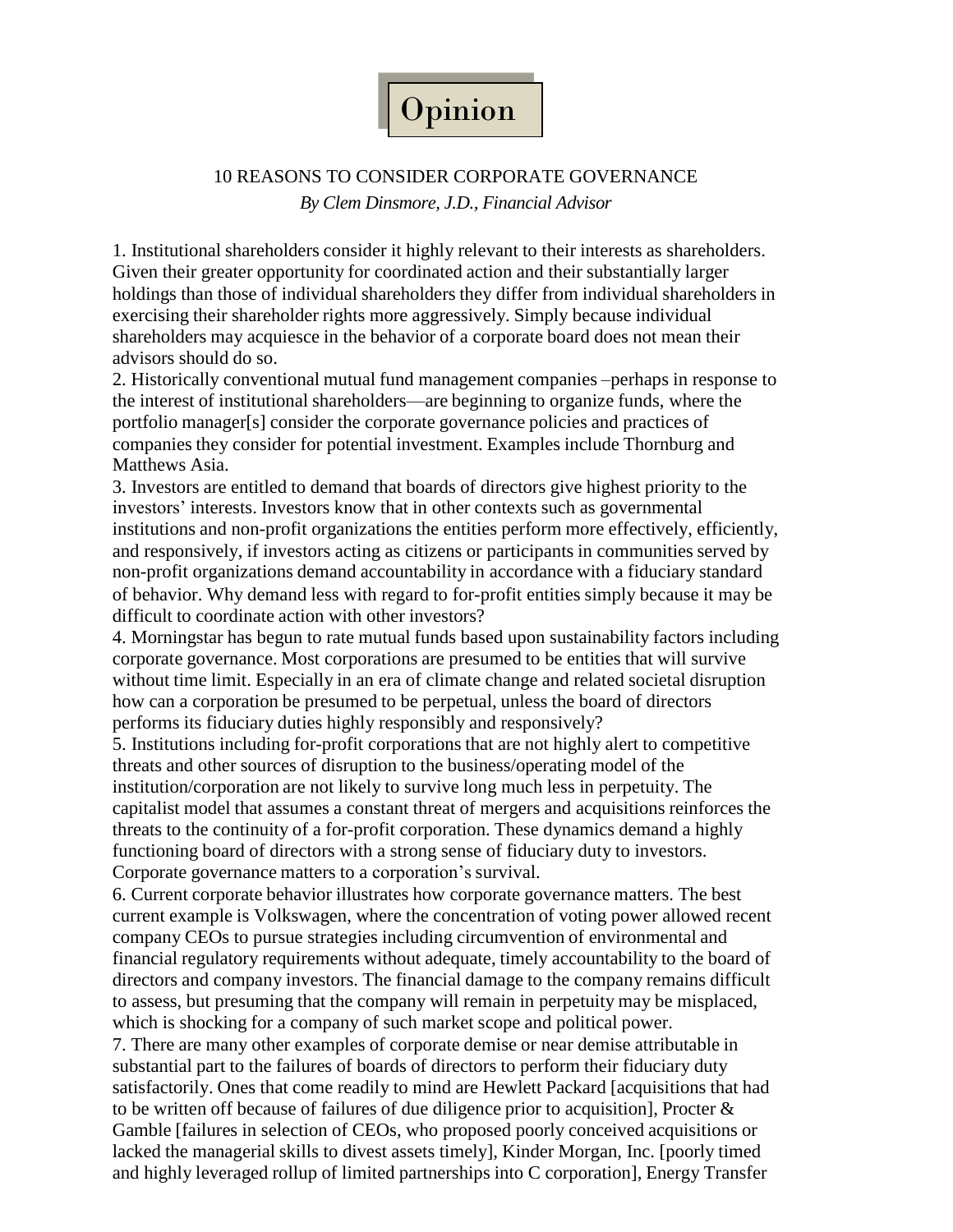# Opinion

## 10 REASONS TO CONSIDER CORPORATE GOVERNANCE

*By Clem Dinsmore, J.D., Financial Advisor*

1. Institutional shareholders consider it highly relevant to their interests as shareholders. Given their greater opportunity for coordinated action and their substantially larger holdings than those of individual shareholders they differ from individual shareholders in exercising their shareholder rights more aggressively. Simply because individual shareholders may acquiesce in the behavior of a corporate board does not mean their advisors should do so.
2. Historically conventional mutual fund management companies –perhaps in response to the interest of institutional shareholders—are beginning to organize funds, where the portfolio manager[s] consider the corporate governance policies and practices of companies they consider for potential investment. Examples include Thornburg and Matthews Asia.
3. Investors are entitled to demand that boards of directors give highest priority to the investors' interests. Investors know that in other contexts such as governmental institutions and non-profit organizations the entities perform more effectively, efficiently, and responsively, if investors acting as citizens or participants in communities served by non-profit organizations demand accountability in accordance with a fiduciary standard of behavior. Why demand less with regard to for-profit entities simply because it may be difficult to coordinate action with other investors?
4. Morningstar has begun to rate mutual funds based upon sustainability factors including corporate governance. Most corporations are presumed to be entities that will survive without time limit. Especially in an era of climate change and related societal disruption how can a corporation be presumed to be perpetual, unless the board of directors performs its fiduciary duties highly responsibly and responsively?
5. Institutions including for-profit corporations that are not highly alert to competitive threats and other sources of disruption to the business/operating model of the institution/corporation are not likely to survive long much less in perpetuity. The capitalist model that assumes a constant threat of mergers and acquisitions reinforces the threats to the continuity of a for-profit corporation. These dynamics demand a highly functioning board of directors with a strong sense of fiduciary duty to investors. Corporate governance matters to a corporation's survival.
6. Current corporate behavior illustrates how corporate governance matters. The best current example is Volkswagen, where the concentration of voting power allowed recent company CEOs to pursue strategies including circumvention of environmental and financial regulatory requirements without adequate, timely accountability to the board of directors and company investors. The financial damage to the company remains difficult to assess, but presuming that the company will remain in perpetuity may be misplaced, which is shocking for a company of such market scope and political power.
7. There are many other examples of corporate demise or near demise attributable in substantial part to the failures of boards of directors to perform their fiduciary duty satisfactorily. Ones that come readily to mind are Hewlett Packard [acquisitions that had to be written off because of failures of due diligence prior to acquisition], Procter & Gamble [failures in selection of CEOs, who proposed poorly conceived acquisitions or lacked the managerial skills to divest assets timely], Kinder Morgan, Inc. [poorly timed and highly leveraged rollup of limited partnerships into C corporation], Energy Transfer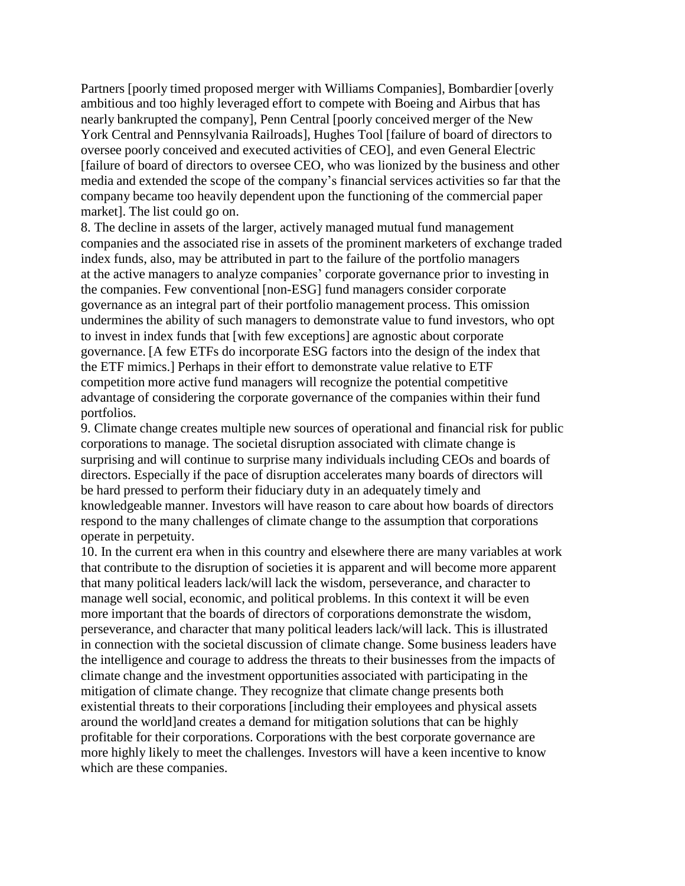Partners [poorly timed proposed merger with Williams Companies], Bombardier [overly ambitious and too highly leveraged effort to compete with Boeing and Airbus that has nearly bankrupted the company], Penn Central [poorly conceived merger of the New York Central and Pennsylvania Railroads], Hughes Tool [failure of board of directors to oversee poorly conceived and executed activities of CEO], and even General Electric [failure of board of directors to oversee CEO, who was lionized by the business and other media and extended the scope of the company's financial services activities so far that the company became too heavily dependent upon the functioning of the commercial paper market]. The list could go on.

8. The decline in assets of the larger, actively managed mutual fund management companies and the associated rise in assets of the prominent marketers of exchange traded index funds, also, may be attributed in part to the failure of the portfolio managers at the active managers to analyze companies' corporate governance prior to investing in the companies. Few conventional [non-ESG] fund managers consider corporate governance as an integral part of their portfolio management process. This omission undermines the ability of such managers to demonstrate value to fund investors, who opt to invest in index funds that [with few exceptions] are agnostic about corporate governance. [A few ETFs do incorporate ESG factors into the design of the index that the ETF mimics.] Perhaps in their effort to demonstrate value relative to ETF competition more active fund managers will recognize the potential competitive advantage of considering the corporate governance of the companies within their fund portfolios.

9. Climate change creates multiple new sources of operational and financial risk for public corporations to manage. The societal disruption associated with climate change is surprising and will continue to surprise many individuals including CEOs and boards of directors. Especially if the pace of disruption accelerates many boards of directors will be hard pressed to perform their fiduciary duty in an adequately timely and knowledgeable manner. Investors will have reason to care about how boards of directors respond to the many challenges of climate change to the assumption that corporations operate in perpetuity.

10. In the current era when in this country and elsewhere there are many variables at work that contribute to the disruption of societies it is apparent and will become more apparent that many political leaders lack/will lack the wisdom, perseverance, and character to manage well social, economic, and political problems. In this context it will be even more important that the boards of directors of corporations demonstrate the wisdom, perseverance, and character that many political leaders lack/will lack. This is illustrated in connection with the societal discussion of climate change. Some business leaders have the intelligence and courage to address the threats to their businesses from the impacts of climate change and the investment opportunities associated with participating in the mitigation of climate change. They recognize that climate change presents both existential threats to their corporations [including their employees and physical assets around the world]and creates a demand for mitigation solutions that can be highly profitable for their corporations. Corporations with the best corporate governance are more highly likely to meet the challenges. Investors will have a keen incentive to know which are these companies.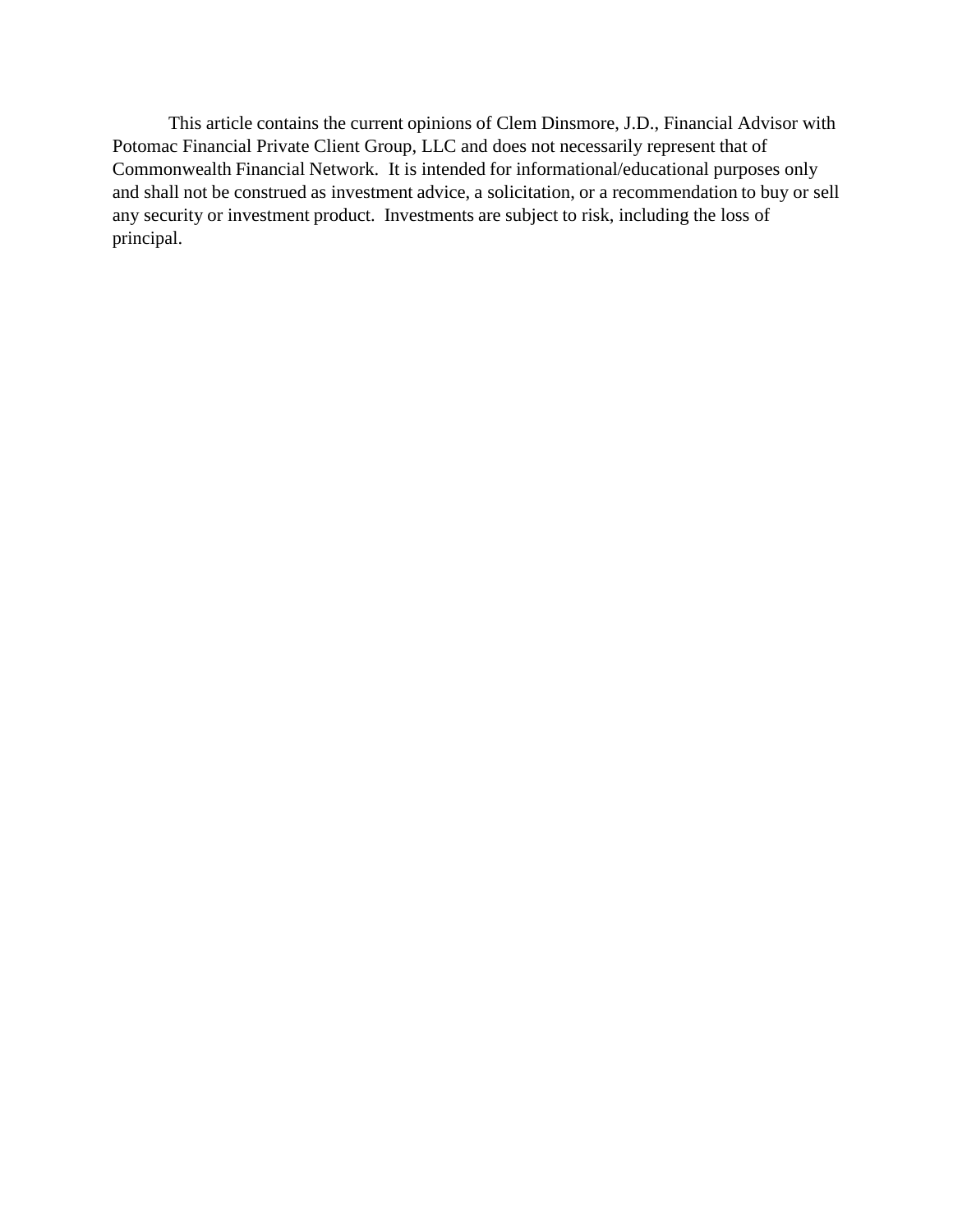This article contains the current opinions of Clem Dinsmore, J.D., Financial Advisor with Potomac Financial Private Client Group, LLC and does not necessarily represent that of Commonwealth Financial Network. It is intended for informational/educational purposes only and shall not be construed as investment advice, a solicitation, or a recommendation to buy or sell any security or investment product. Investments are subject to risk, including the loss of principal.